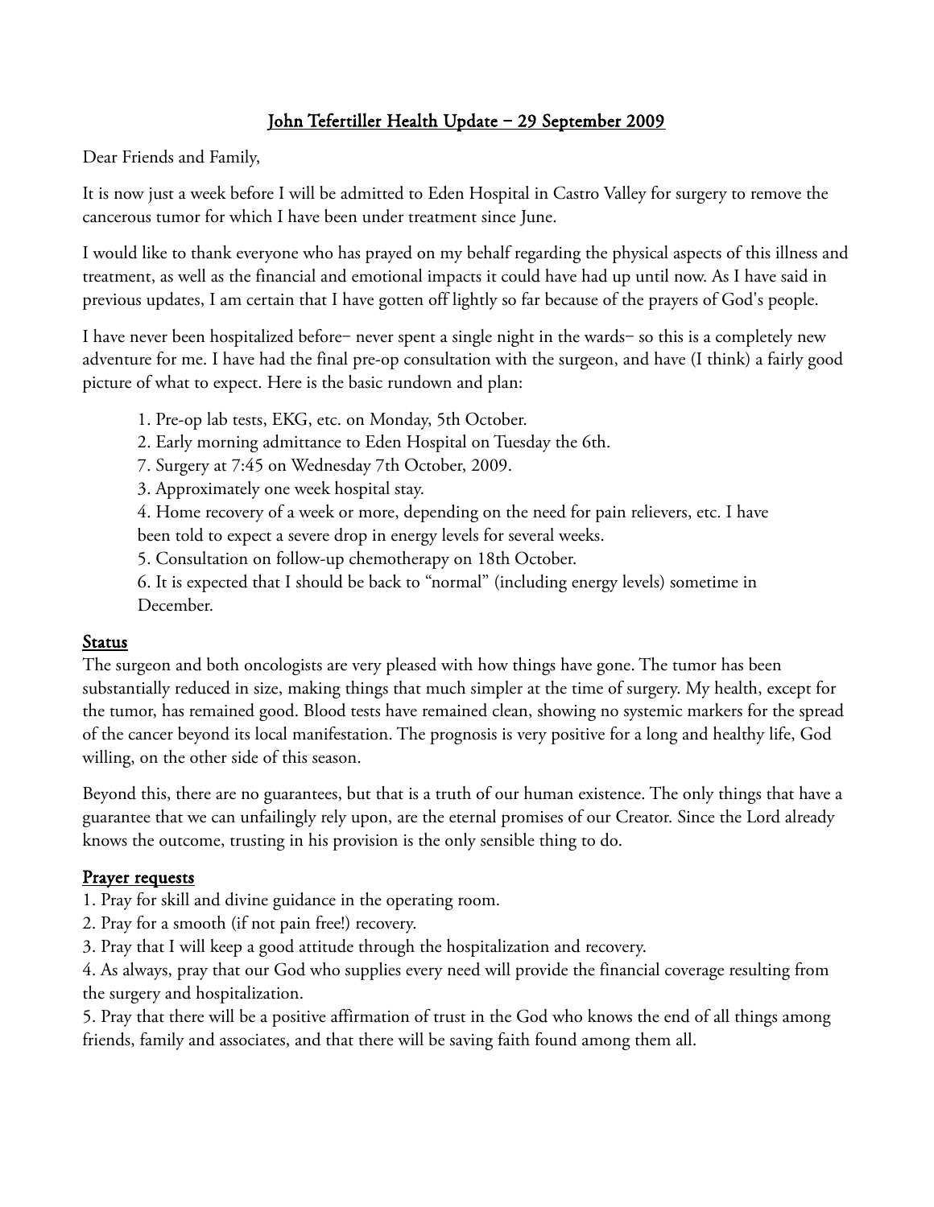# John Tefertiller Health Update – 29 September 2009

Dear Friends and Family,

It is now just a week before I will be admitted to Eden Hospital in Castro Valley for surgery to remove the cancerous tumor for which I have been under treatment since June.

I would like to thank everyone who has prayed on my behalf regarding the physical aspects of this illness and treatment, as well as the financial and emotional impacts it could have had up until now. As I have said in previous updates, I am certain that I have gotten off lightly so far because of the prayers of God's people.

I have never been hospitalized before– never spent a single night in the wards– so this is a completely new adventure for me. I have had the final pre-op consultation with the surgeon, and have (I think) a fairly good picture of what to expect. Here is the basic rundown and plan:

> 1. Pre-op lab tests, EKG, etc. on Monday, 5th October.
> 2. Early morning admittance to Eden Hospital on Tuesday the 6th.
> 7. Surgery at 7:45 on Wednesday 7th October, 2009.
> 3. Approximately one week hospital stay.
> 4. Home recovery of a week or more, depending on the need for pain relievers, etc. I have been told to expect a severe drop in energy levels for several weeks.
> 5. Consultation on follow-up chemotherapy on 18th October.
> 6. It is expected that I should be back to "normal" (including energy levels) sometime in December.

## Status

The surgeon and both oncologists are very pleased with how things have gone. The tumor has been substantially reduced in size, making things that much simpler at the time of surgery. My health, except for the tumor, has remained good. Blood tests have remained clean, showing no systemic markers for the spread of the cancer beyond its local manifestation. The prognosis is very positive for a long and healthy life, God willing, on the other side of this season.

Beyond this, there are no guarantees, but that is a truth of our human existence. The only things that have a guarantee that we can unfailingly rely upon, are the eternal promises of our Creator. Since the Lord already knows the outcome, trusting in his provision is the only sensible thing to do.

## Prayer requests

1. Pray for skill and divine guidance in the operating room.
2. Pray for a smooth (if not pain free!) recovery.
3. Pray that I will keep a good attitude through the hospitalization and recovery.
4. As always, pray that our God who supplies every need will provide the financial coverage resulting from the surgery and hospitalization.
5. Pray that there will be a positive affirmation of trust in the God who knows the end of all things among friends, family and associates, and that there will be saving faith found among them all.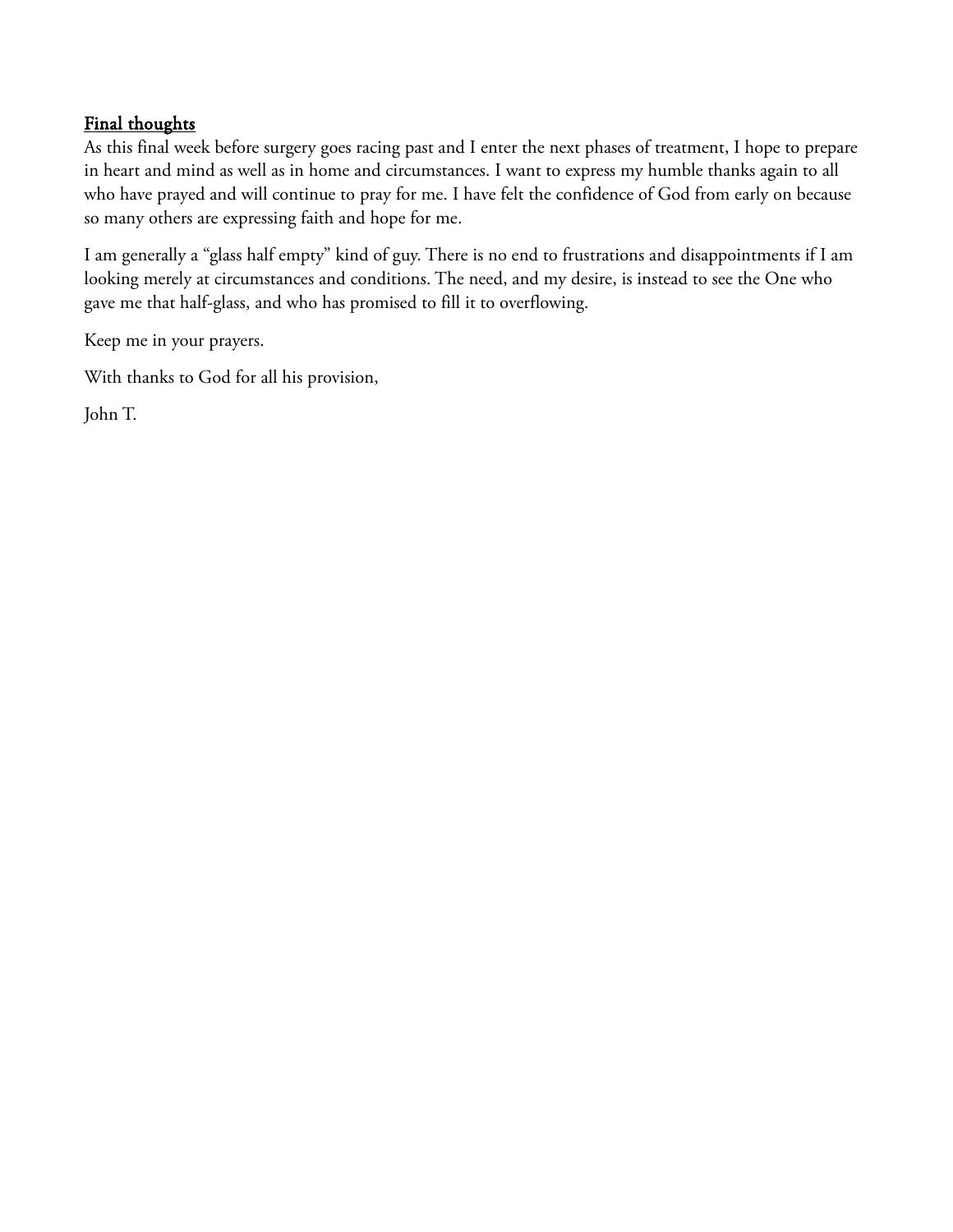## Final thoughts

As this final week before surgery goes racing past and I enter the next phases of treatment, I hope to prepare in heart and mind as well as in home and circumstances. I want to express my humble thanks again to all who have prayed and will continue to pray for me. I have felt the confidence of God from early on because so many others are expressing faith and hope for me.

I am generally a "glass half empty" kind of guy. There is no end to frustrations and disappointments if I am looking merely at circumstances and conditions. The need, and my desire, is instead to see the One who gave me that half-glass, and who has promised to fill it to overflowing.

Keep me in your prayers.

With thanks to God for all his provision,

John T.